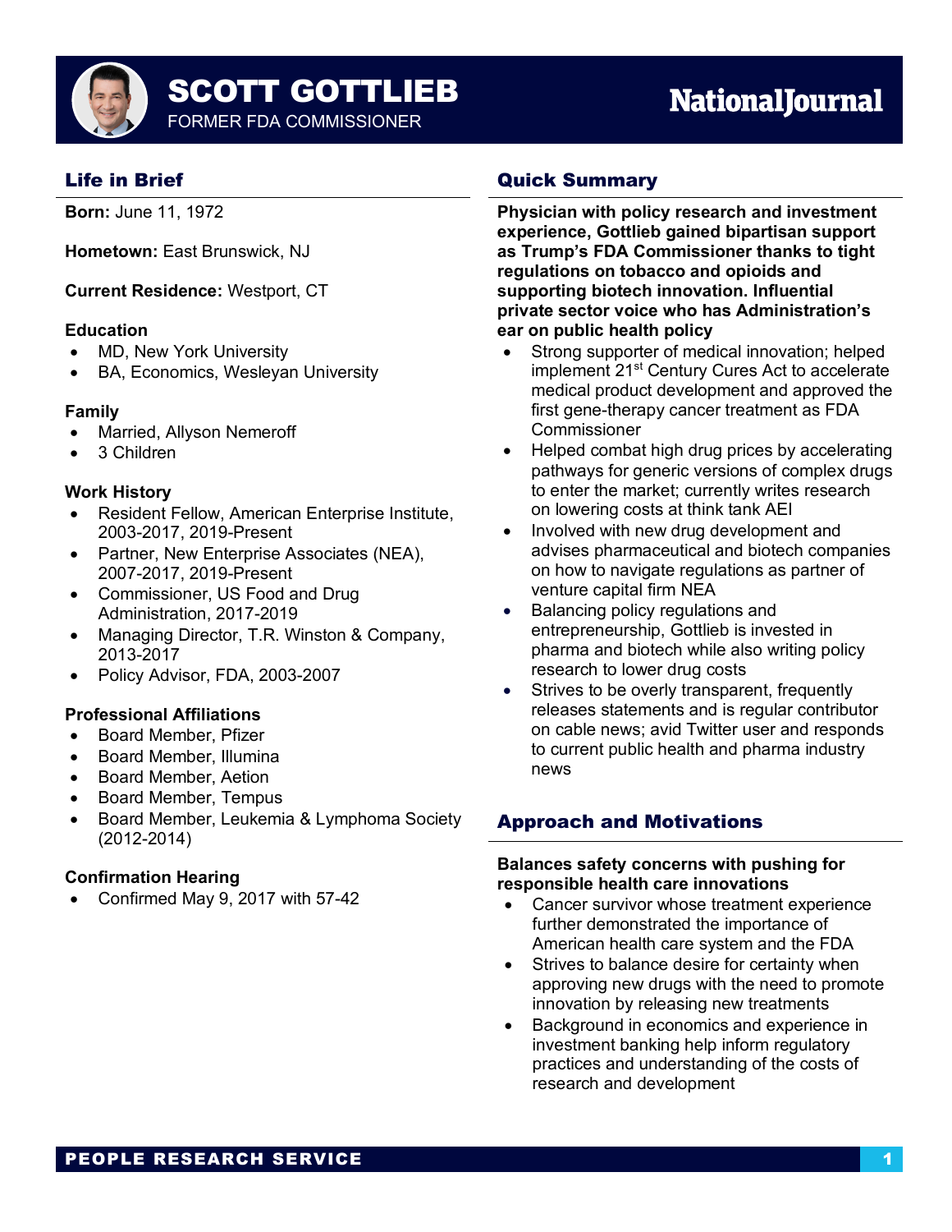# SCOTT GOTTLIEB

FORMER FDA COMMISSIONER

NationalJournal

## Life in Brief

**Born:** June 11, 1972

**Hometown:** East Brunswick, NJ

**Current Residence:** Westport, CT

**Education**

- MD, New York University
- BA, Economics, Wesleyan University

**Family**

- Married, Allyson Nemeroff
- 3 Children

**Work History**

- Resident Fellow, American Enterprise Institute, 2003-2017, 2019-Present
- Partner, New Enterprise Associates (NEA), 2007-2017, 2019-Present
- Commissioner, US Food and Drug Administration, 2017-2019
- Managing Director, T.R. Winston & Company, 2013-2017
- Policy Advisor, FDA, 2003-2007

**Professional Affiliations**

- Board Member, Pfizer
- Board Member, Illumina
- Board Member, Aetion
- Board Member, Tempus
- Board Member, Leukemia & Lymphoma Society (2012-2014)

**Confirmation Hearing**

- Confirmed May 9, 2017 with 57-42

## Quick Summary

**Physician with policy research and investment experience, Gottlieb gained bipartisan support as Trump's FDA Commissioner thanks to tight regulations on tobacco and opioids and supporting biotech innovation. Influential private sector voice who has Administration's ear on public health policy**

- Strong supporter of medical innovation; helped implement 21st Century Cures Act to accelerate medical product development and approved the first gene-therapy cancer treatment as FDA Commissioner
- Helped combat high drug prices by accelerating pathways for generic versions of complex drugs to enter the market; currently writes research on lowering costs at think tank AEI
- Involved with new drug development and advises pharmaceutical and biotech companies on how to navigate regulations as partner of venture capital firm NEA
- Balancing policy regulations and entrepreneurship, Gottlieb is invested in pharma and biotech while also writing policy research to lower drug costs
- Strives to be overly transparent, frequently releases statements and is regular contributor on cable news; avid Twitter user and responds to current public health and pharma industry news

## Approach and Motivations

**Balances safety concerns with pushing for responsible health care innovations**

- Cancer survivor whose treatment experience further demonstrated the importance of American health care system and the FDA
- Strives to balance desire for certainty when approving new drugs with the need to promote innovation by releasing new treatments
- Background in economics and experience in investment banking help inform regulatory practices and understanding of the costs of research and development

PEOPLE RESEARCH SERVICE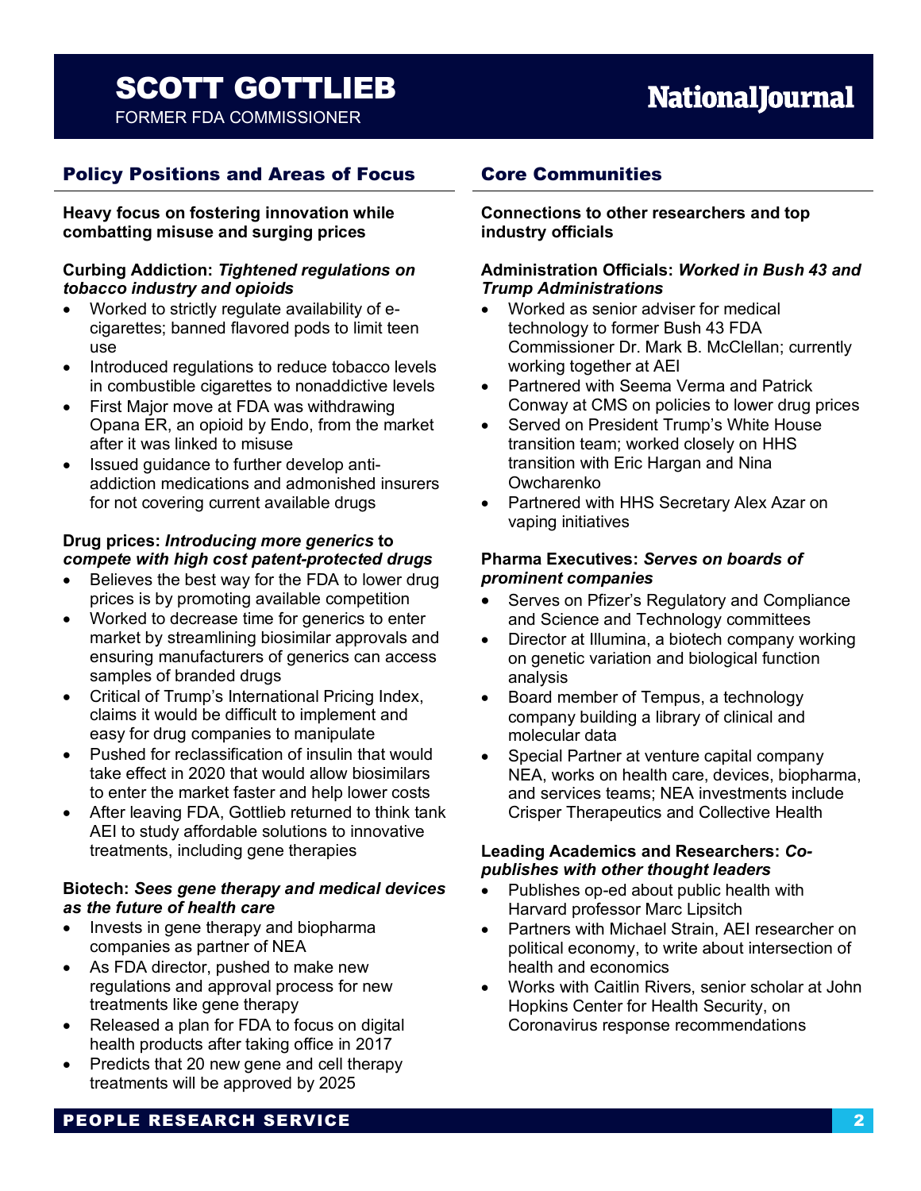# SCOTT GOTTLIEB

FORMER FDA COMMISSIONER

## Policy Positions and Areas of Focus

**Heavy focus on fostering innovation while combatting misuse and surging prices**

**Curbing Addiction:** ***Tightened regulations on tobacco industry and opioids***

- Worked to strictly regulate availability of e-cigarettes; banned flavored pods to limit teen use
- Introduced regulations to reduce tobacco levels in combustible cigarettes to nonaddictive levels
- First Major move at FDA was withdrawing Opana ER, an opioid by Endo, from the market after it was linked to misuse
- Issued guidance to further develop anti-addiction medications and admonished insurers for not covering current available drugs

**Drug prices:** ***Introducing more generics*** **to** ***compete with high cost patent-protected drugs***

- Believes the best way for the FDA to lower drug prices is by promoting available competition
- Worked to decrease time for generics to enter market by streamlining biosimilar approvals and ensuring manufacturers of generics can access samples of branded drugs
- Critical of Trump's International Pricing Index, claims it would be difficult to implement and easy for drug companies to manipulate
- Pushed for reclassification of insulin that would take effect in 2020 that would allow biosimilars to enter the market faster and help lower costs
- After leaving FDA, Gottlieb returned to think tank AEI to study affordable solutions to innovative treatments, including gene therapies

**Biotech:** ***Sees gene therapy and medical devices as the future of health care***

- Invests in gene therapy and biopharma companies as partner of NEA
- As FDA director, pushed to make new regulations and approval process for new treatments like gene therapy
- Released a plan for FDA to focus on digital health products after taking office in 2017
- Predicts that 20 new gene and cell therapy treatments will be approved by 2025

## Core Communities

**Connections to other researchers and top industry officials**

**Administration Officials:** ***Worked in Bush 43 and Trump Administrations***

- Worked as senior adviser for medical technology to former Bush 43 FDA Commissioner Dr. Mark B. McClellan; currently working together at AEI
- Partnered with Seema Verma and Patrick Conway at CMS on policies to lower drug prices
- Served on President Trump's White House transition team; worked closely on HHS transition with Eric Hargan and Nina Owcharenko
- Partnered with HHS Secretary Alex Azar on vaping initiatives

**Pharma Executives:** ***Serves on boards of prominent companies***

- Serves on Pfizer's Regulatory and Compliance and Science and Technology committees
- Director at Illumina, a biotech company working on genetic variation and biological function analysis
- Board member of Tempus, a technology company building a library of clinical and molecular data
- Special Partner at venture capital company NEA, works on health care, devices, biopharma, and services teams; NEA investments include Crisper Therapeutics and Collective Health

**Leading Academics and Researchers:** ***Co-publishes with other thought leaders***

- Publishes op-ed about public health with Harvard professor Marc Lipsitch
- Partners with Michael Strain, AEI researcher on political economy, to write about intersection of health and economics
- Works with Caitlin Rivers, senior scholar at John Hopkins Center for Health Security, on Coronavirus response recommendations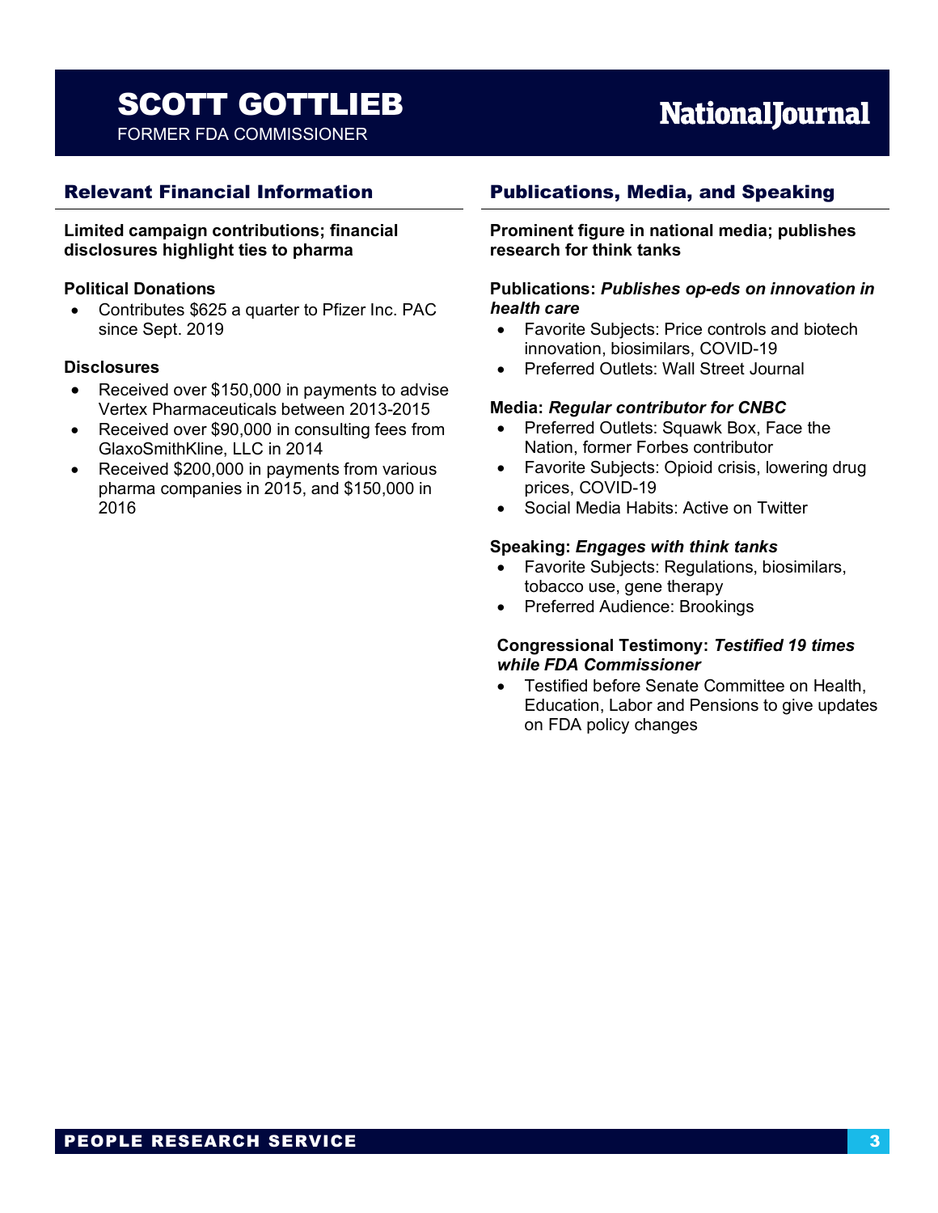# SCOTT GOTTLIEB

FORMER FDA COMMISSIONER

NationalJournal

## Relevant Financial Information

**Limited campaign contributions; financial disclosures highlight ties to pharma**

**Political Donations**

- Contributes $625 a quarter to Pfizer Inc. PAC since Sept. 2019

**Disclosures**

- Received over $150,000 in payments to advise Vertex Pharmaceuticals between 2013-2015
- Received over $90,000 in consulting fees from GlaxoSmithKline, LLC in 2014
- Received $200,000 in payments from various pharma companies in 2015, and $150,000 in 2016

## Publications, Media, and Speaking

**Prominent figure in national media; publishes research for think tanks**

**Publications:** ***Publishes op-eds on innovation in health care***

- Favorite Subjects: Price controls and biotech innovation, biosimilars, COVID-19
- Preferred Outlets: Wall Street Journal

**Media:** ***Regular contributor for CNBC***

- Preferred Outlets: Squawk Box, Face the Nation, former Forbes contributor
- Favorite Subjects: Opioid crisis, lowering drug prices, COVID-19
- Social Media Habits: Active on Twitter

**Speaking:** ***Engages with think tanks***

- Favorite Subjects: Regulations, biosimilars, tobacco use, gene therapy
- Preferred Audience: Brookings

**Congressional Testimony:** ***Testified 19 times while FDA Commissioner***

- Testified before Senate Committee on Health, Education, Labor and Pensions to give updates on FDA policy changes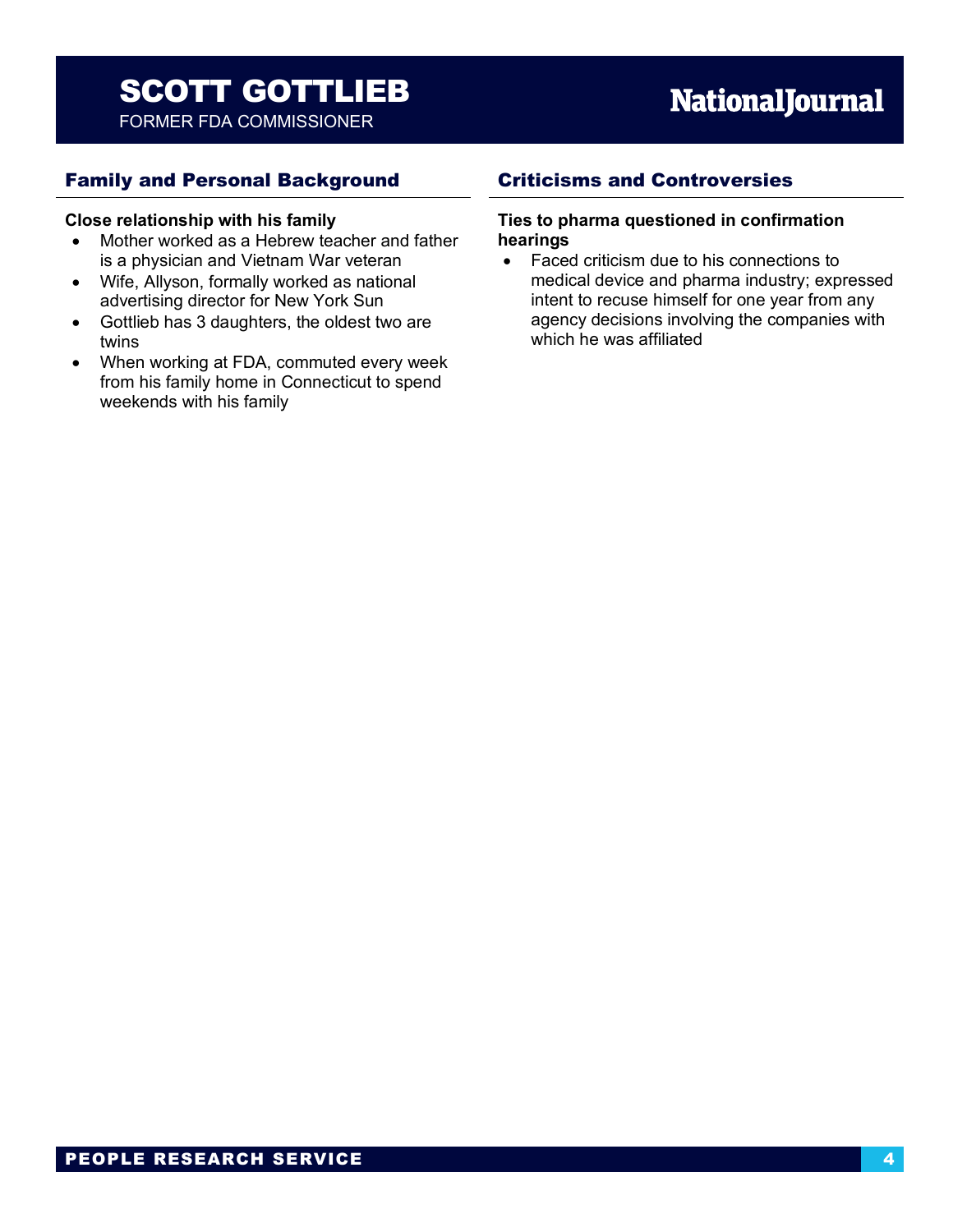# SCOTT GOTTLIEB

FORMER FDA COMMISSIONER

## Family and Personal Background

**Close relationship with his family**

- Mother worked as a Hebrew teacher and father is a physician and Vietnam War veteran
- Wife, Allyson, formally worked as national advertising director for New York Sun
- Gottlieb has 3 daughters, the oldest two are twins
- When working at FDA, commuted every week from his family home in Connecticut to spend weekends with his family

## Criticisms and Controversies

**Ties to pharma questioned in confirmation hearings**

- Faced criticism due to his connections to medical device and pharma industry; expressed intent to recuse himself for one year from any agency decisions involving the companies with which he was affiliated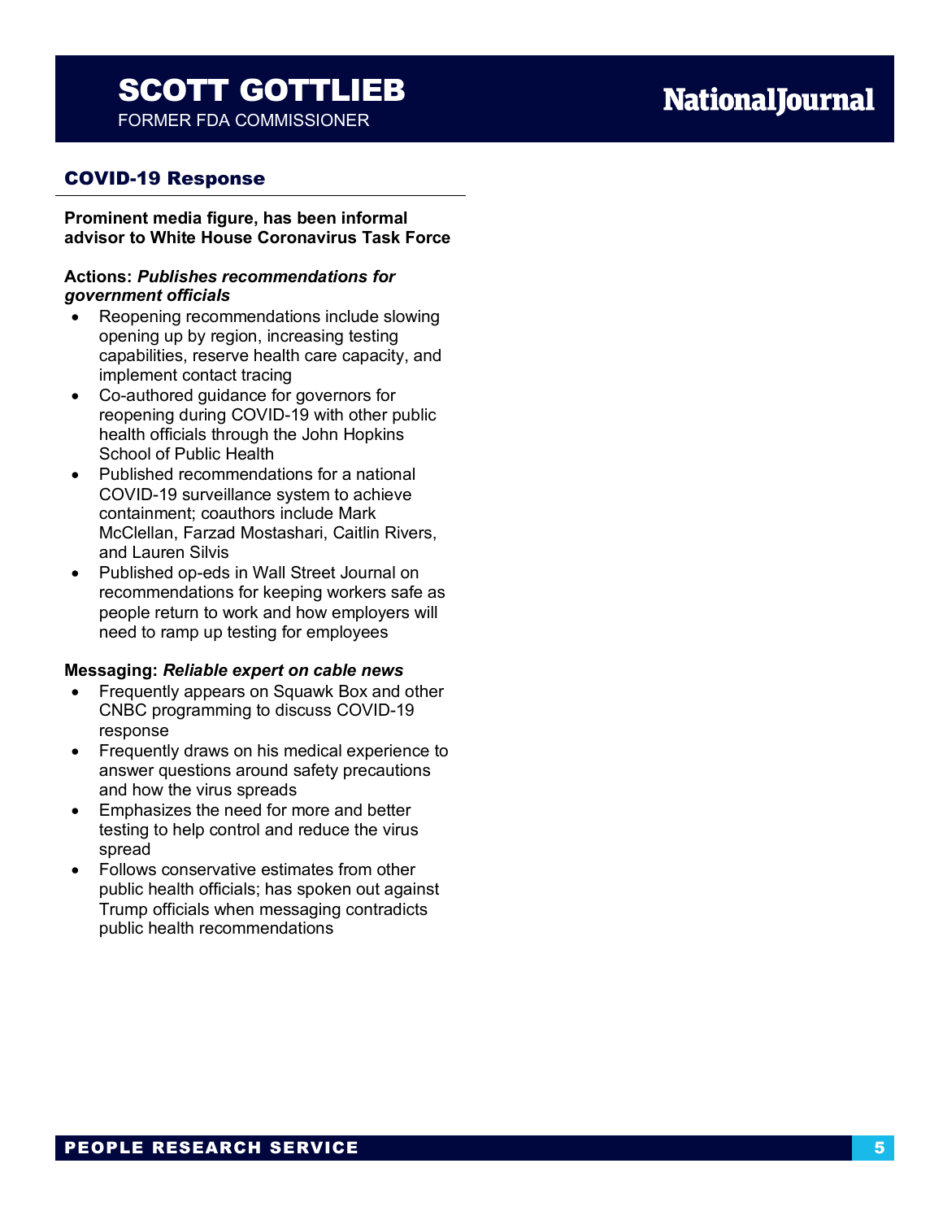# SCOTT GOTTLIEB

FORMER FDA COMMISSIONER

## COVID-19 Response

**Prominent media figure, has been informal advisor to White House Coronavirus Task Force**

**Actions:** ***Publishes recommendations for government officials***

- Reopening recommendations include slowing opening up by region, increasing testing capabilities, reserve health care capacity, and implement contact tracing
- Co-authored guidance for governors for reopening during COVID-19 with other public health officials through the John Hopkins School of Public Health
- Published recommendations for a national COVID-19 surveillance system to achieve containment; coauthors include Mark McClellan, Farzad Mostashari, Caitlin Rivers, and Lauren Silvis
- Published op-eds in Wall Street Journal on recommendations for keeping workers safe as people return to work and how employers will need to ramp up testing for employees

**Messaging:** ***Reliable expert on cable news***

- Frequently appears on Squawk Box and other CNBC programming to discuss COVID-19 response
- Frequently draws on his medical experience to answer questions around safety precautions and how the virus spreads
- Emphasizes the need for more and better testing to help control and reduce the virus spread
- Follows conservative estimates from other public health officials; has spoken out against Trump officials when messaging contradicts public health recommendations